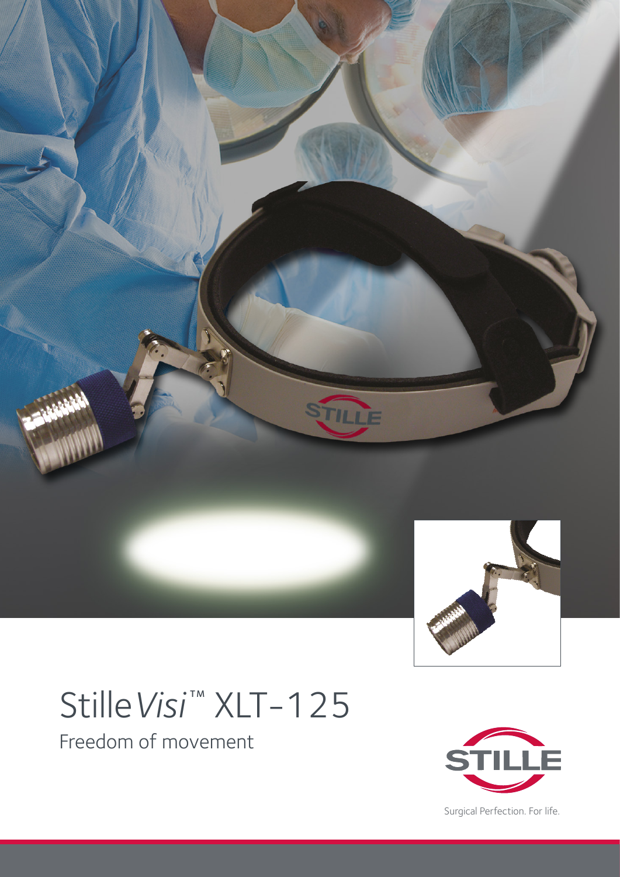# Stille*Visi*™ XLT-125

Freedom of movement

STILLE

Surgical Perfection. For life.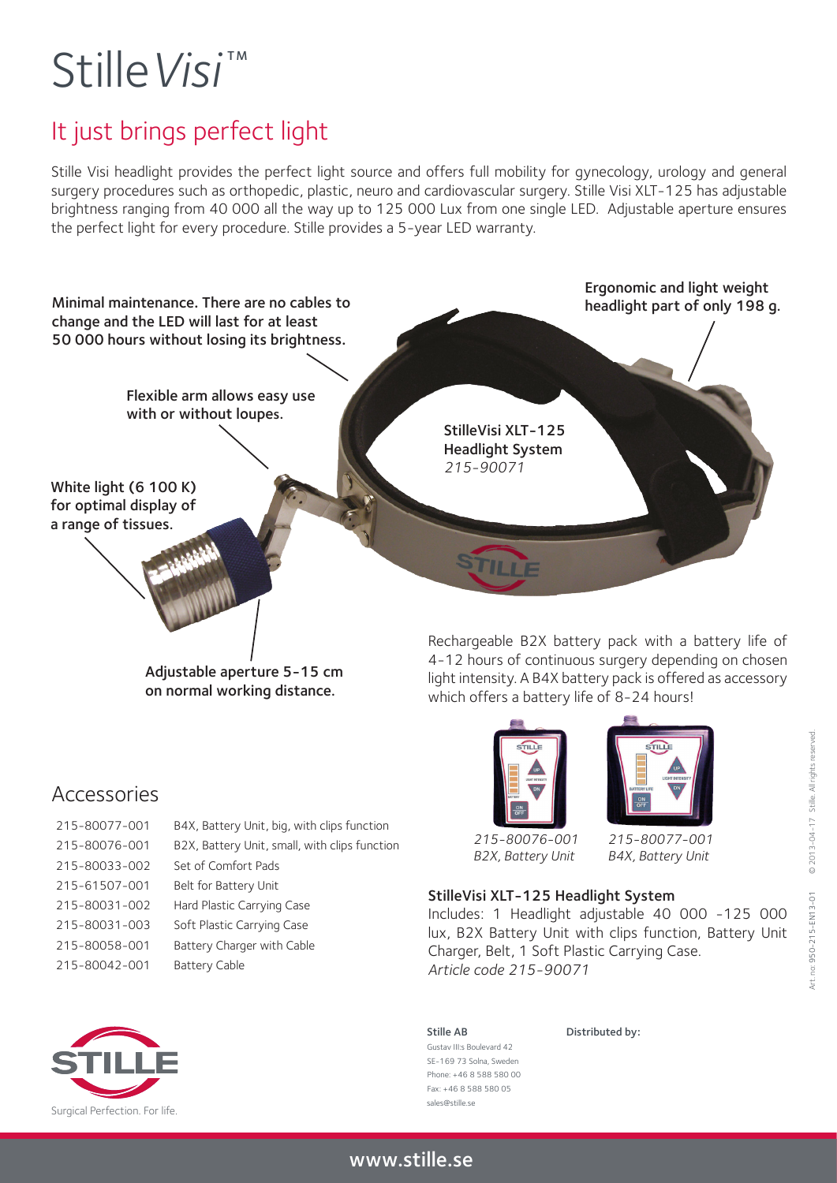# Stille*Visi*™

## It just brings perfect light

Stille Visi headlight provides the perfect light source and offers full mobility for gynecology, urology and general surgery procedures such as orthopedic, plastic, neuro and cardiovascular surgery. Stille Visi XLT-125 has adjustable brightness ranging from 40 000 all the way up to 125 000 Lux from one single LED. Adjustable aperture ensures the perfect light for every procedure. Stille provides a 5-year LED warranty.

**Minimal maintenance. There are no cables to change and the LED will last for at least 50 000 hours without losing its brightness.**

**Ergonomic and light weight headlight part of only 198 g.**

**Flexible arm allows easy use with or without loupes.**

**StilleVisi XLT-125 Headlight System**
*215-90071*

**White light (6 100 K) for optimal display of a range of tissues.**

**Adjustable aperture 5-15 cm on normal working distance.**

Rechargeable B2X battery pack with a battery life of 4-12 hours of continuous surgery depending on chosen light intensity. A B4X battery pack is offered as accessory which offers a battery life of 8-24 hours!

*215-80076-001*
*B2X, Battery Unit*

*215-80077-001*
*B4X, Battery Unit*

## Accessories

| | |
|---|---|
| 215-80077-001 | B4X, Battery Unit, big, with clips function |
| 215-80076-001 | B2X, Battery Unit, small, with clips function |
| 215-80033-002 | Set of Comfort Pads |
| 215-61507-001 | Belt for Battery Unit |
| 215-80031-002 | Hard Plastic Carrying Case |
| 215-80031-003 | Soft Plastic Carrying Case |
| 215-80058-001 | Battery Charger with Cable |
| 215-80042-001 | Battery Cable |

### StilleVisi XLT-125 Headlight System

Includes: 1 Headlight adjustable 40 000 -125 000 lux, B2X Battery Unit with clips function, Battery Unit Charger, Belt, 1 Soft Plastic Carrying Case.
*Article code 215-90071*

Surgical Perfection. For life.

**Stille AB**
Gustav III:s Boulevard 42
SE-169 73 Solna, Sweden
Phone: +46 8 588 580 00
Fax: +46 8 588 580 05
sales@stille.se

**Distributed by:**

Art.no: 950-215-EN13-01 © 2013-04-17 Stille. All rights reserved.

**www.stille.se**